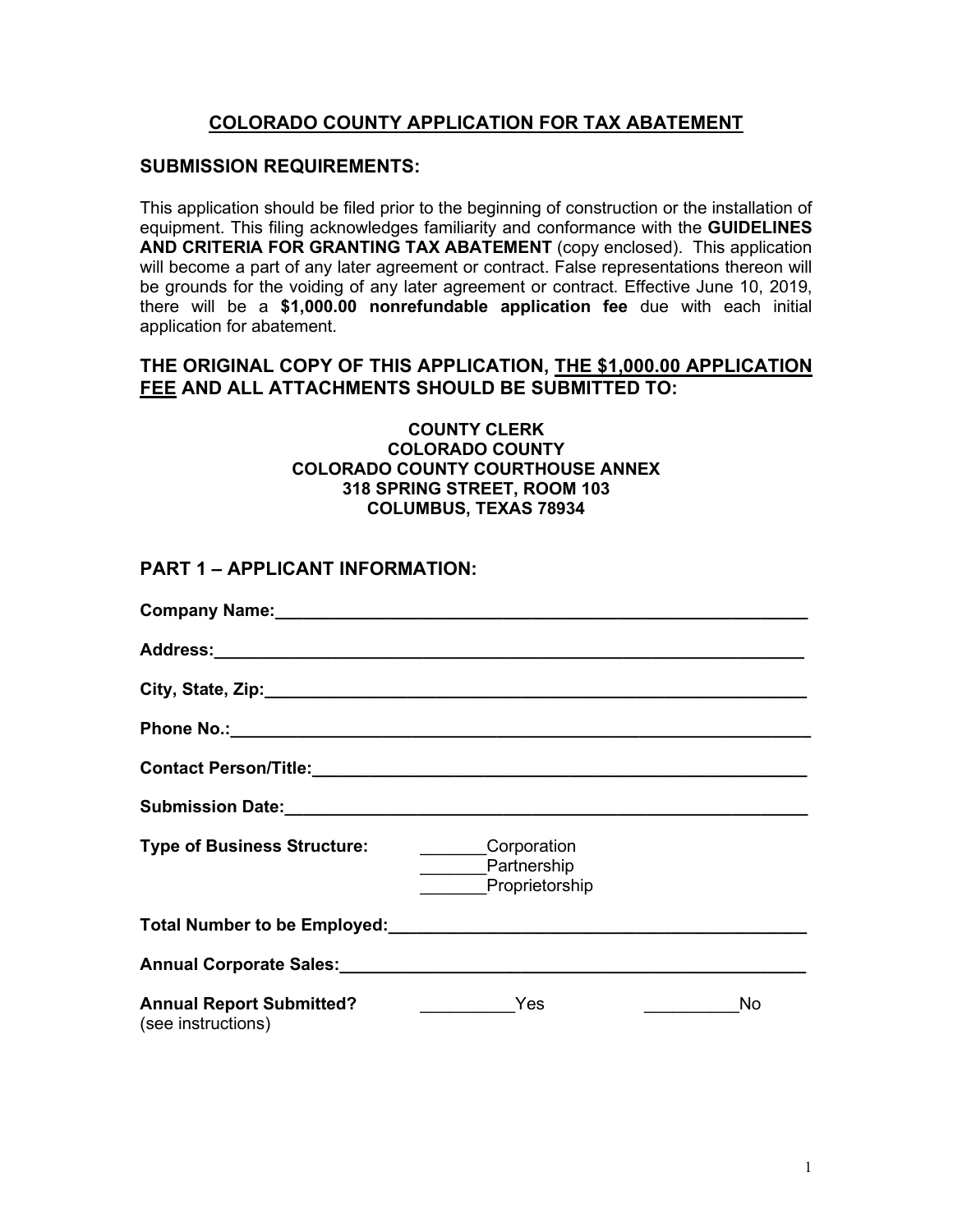# COLORADO COUNTY APPLICATION FOR TAX ABATEMENT

## SUBMISSION REQUIREMENTS:

This application should be filed prior to the beginning of construction or the installation of equipment. This filing acknowledges familiarity and conformance with the **GUIDELINES AND CRITERIA FOR GRANTING TAX ABATEMENT** (copy enclosed). This application will become a part of any later agreement or contract. False representations thereon will be grounds for the voiding of any later agreement or contract. Effective June 10, 2019, there will be a **$1,000.00 nonrefundable application fee** due with each initial application for abatement.

## THE ORIGINAL COPY OF THIS APPLICATION, THE $1,000.00 APPLICATION FEE AND ALL ATTACHMENTS SHOULD BE SUBMITTED TO:

**COUNTY CLERK**
**COLORADO COUNTY**
**COLORADO COUNTY COURTHOUSE ANNEX**
**318 SPRING STREET, ROOM 103**
**COLUMBUS, TEXAS 78934**

## PART 1 – APPLICANT INFORMATION:

**Company Name:**___________________________________________________________

**Address:**________________________________________________________________

**City, State, Zip:**_________________________________________________________

**Phone No.:**______________________________________________________________

**Contact Person/Title:**____________________________________________________

**Submission Date:**________________________________________________________

**Type of Business Structure:** _______Corporation
_______Partnership
_______Proprietorship

**Total Number to be Employed:**_____________________________________________

**Annual Corporate Sales:**__________________________________________________

**Annual Report Submitted?** __________Yes __________No
(see instructions)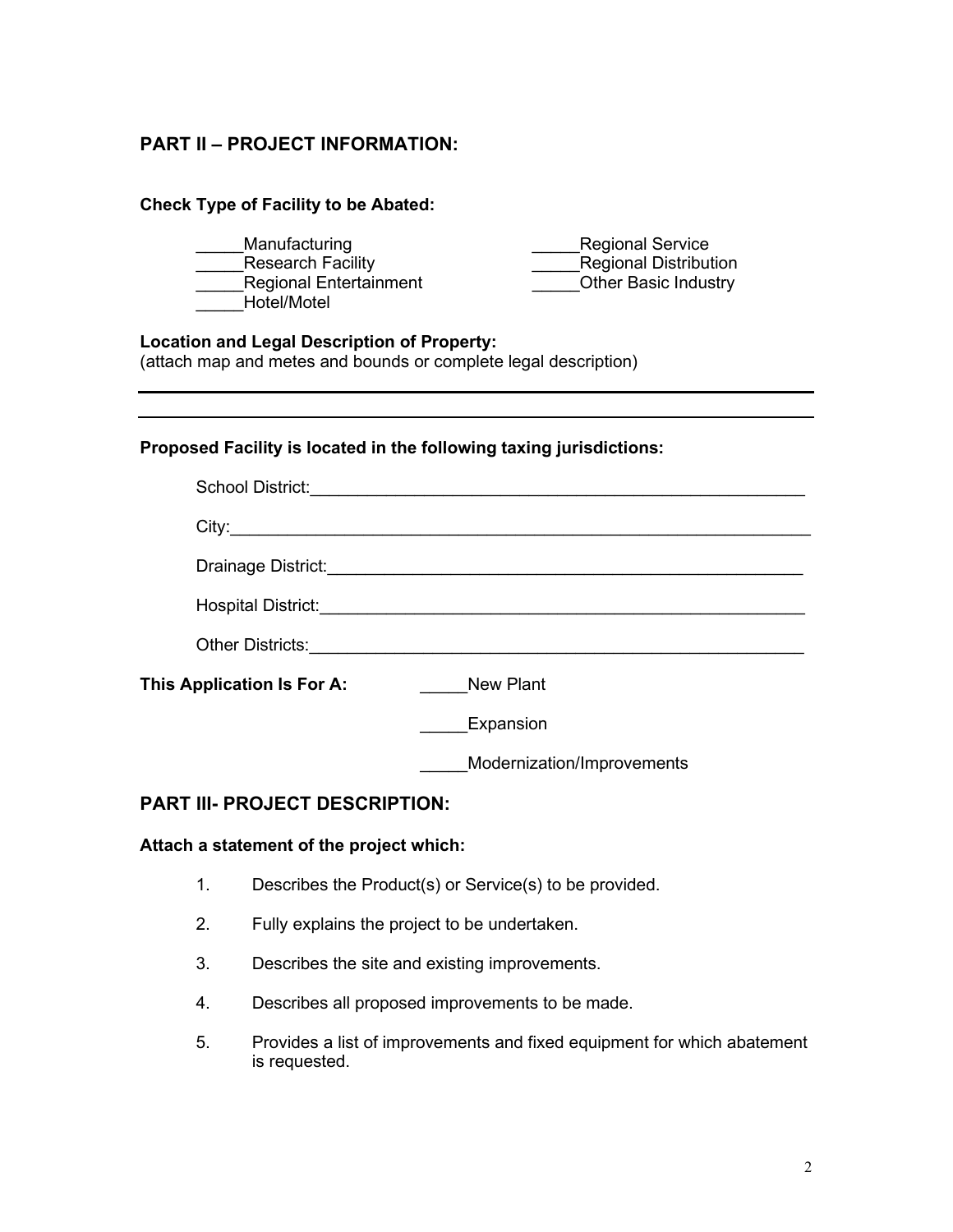## PART II – PROJECT INFORMATION:

**Check Type of Facility to be Abated:**

_____Manufacturing
_____Research Facility
_____Regional Entertainment
_____Hotel/Motel
_____Regional Service
_____Regional Distribution
_____Other Basic Industry

**Location and Legal Description of Property:**
(attach map and metes and bounds or complete legal description)

______________________________________________________________________

______________________________________________________________________

**Proposed Facility is located in the following taxing jurisdictions:**

School District:_____________________________________________________

City:_____________________________________________________________

Drainage District:____________________________________________________

Hospital District:____________________________________________________

Other Districts:______________________________________________________

**This Application Is For A:** _____New Plant

_____Expansion

_____Modernization/Improvements

## PART III- PROJECT DESCRIPTION:

**Attach a statement of the project which:**

1. Describes the Product(s) or Service(s) to be provided.
2. Fully explains the project to be undertaken.
3. Describes the site and existing improvements.
4. Describes all proposed improvements to be made.
5. Provides a list of improvements and fixed equipment for which abatement is requested.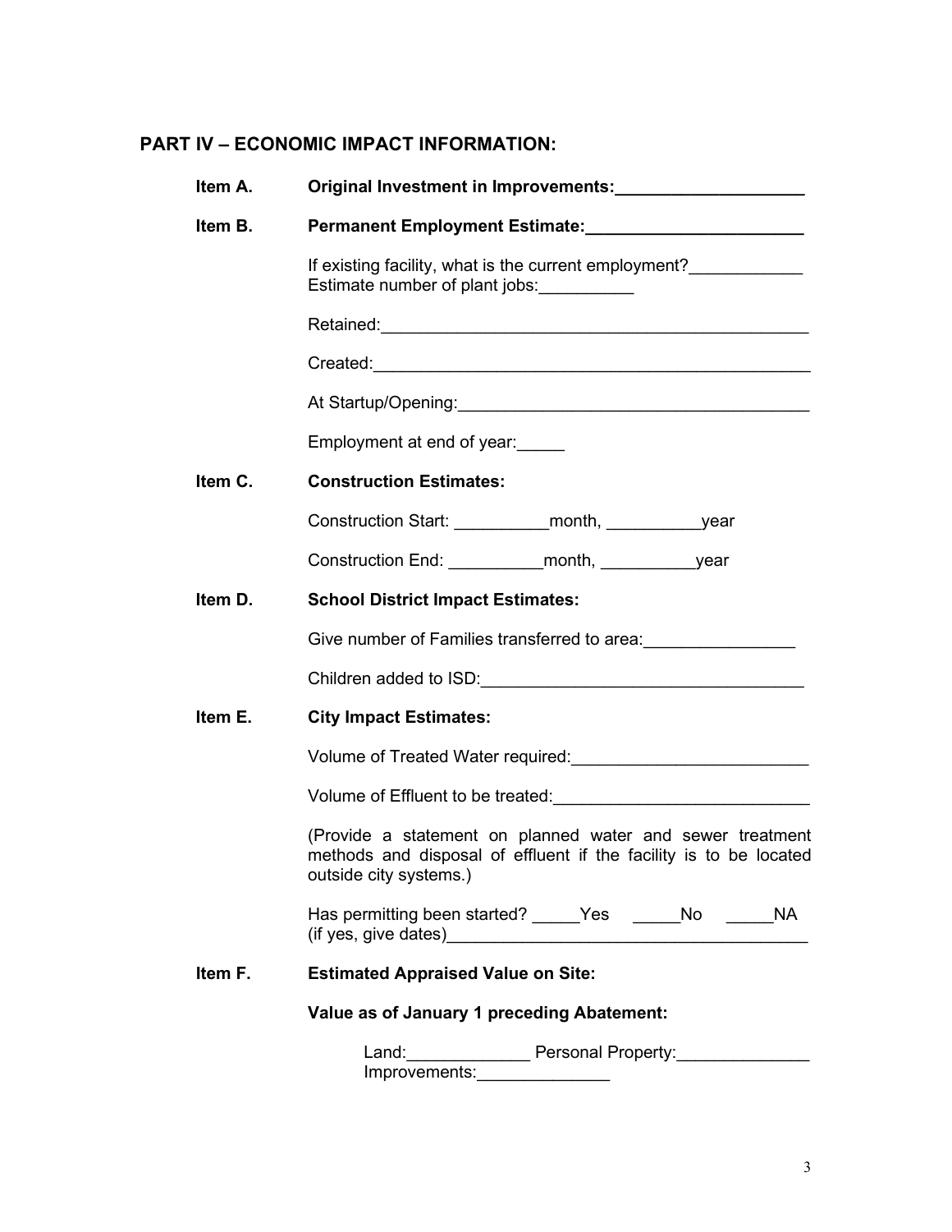## PART IV – ECONOMIC IMPACT INFORMATION:

**Item A.** **Original Investment in Improvements:____________________**

**Item B.** **Permanent Employment Estimate:_______________________**

If existing facility, what is the current employment?____________
Estimate number of plant jobs:__________

Retained:______________________________________________

Created:_______________________________________________

At Startup/Opening:_____________________________________

Employment at end of year:_____

**Item C.** **Construction Estimates:**

Construction Start: __________month, __________year

Construction End: __________month, __________year

**Item D.** **School District Impact Estimates:**

Give number of Families transferred to area:________________

Children added to ISD:__________________________________

**Item E.** **City Impact Estimates:**

Volume of Treated Water required:_________________________

Volume of Effluent to be treated:___________________________

(Provide a statement on planned water and sewer treatment methods and disposal of effluent if the facility is to be located outside city systems.)

Has permitting been started? _____Yes _____No _____NA
(if yes, give dates)_______________________________________

**Item F.** **Estimated Appraised Value on Site:**

**Value as of January 1 preceding Abatement:**

Land:_____________ Personal Property:______________
Improvements:______________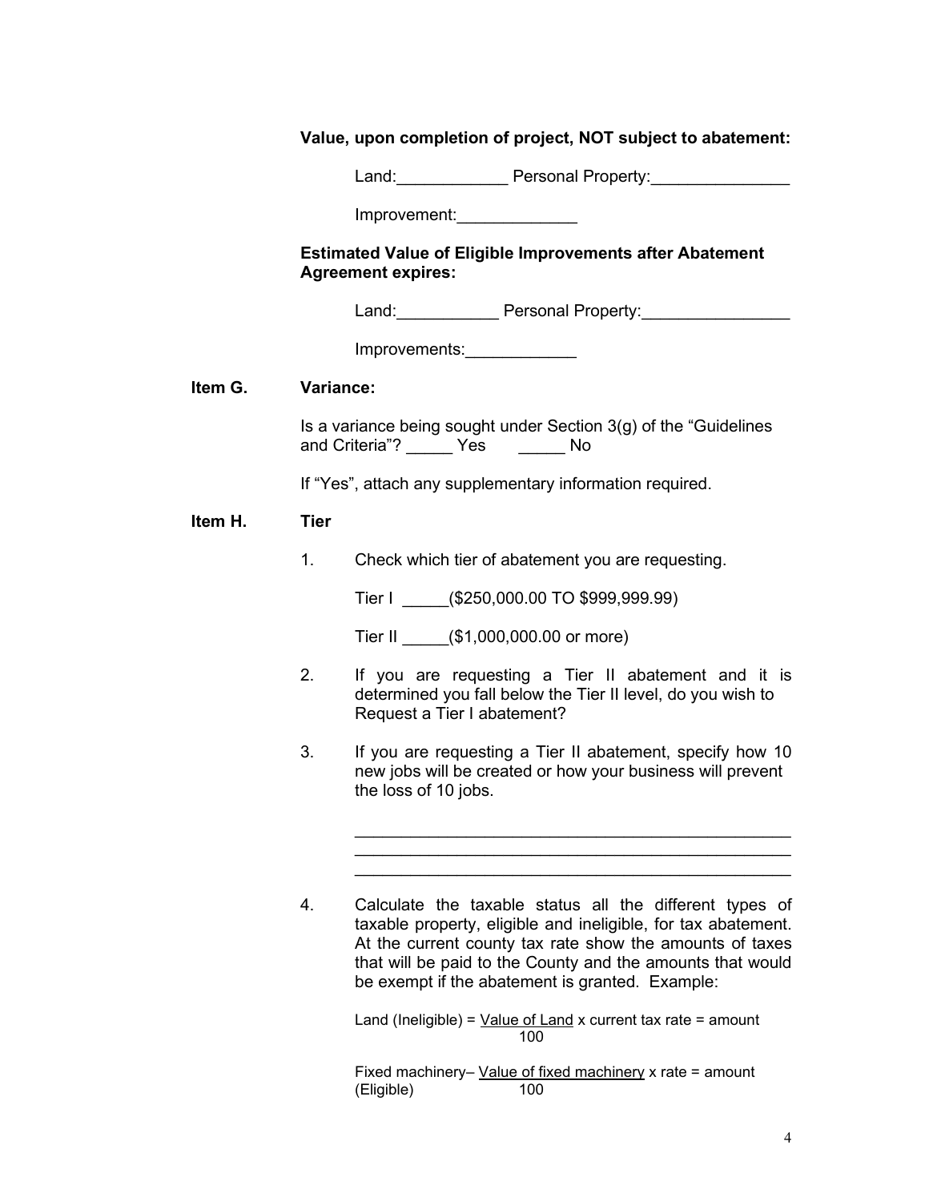**Value, upon completion of project, NOT subject to abatement:**

Land:____________ Personal Property:_______________

Improvement:_____________

**Estimated Value of Eligible Improvements after Abatement Agreement expires:**

Land:___________ Personal Property:________________

Improvements:____________

**Item G. Variance:**

Is a variance being sought under Section 3(g) of the "Guidelines and Criteria"? _____ Yes _____ No

If "Yes", attach any supplementary information required.

**Item H. Tier**

1. Check which tier of abatement you are requesting.

   Tier I _____($250,000.00 TO $999,999.99)

   Tier II _____($1,000,000.00 or more)

2. If you are requesting a Tier II abatement and it is determined you fall below the Tier II level, do you wish to Request a Tier I abatement?

3. If you are requesting a Tier II abatement, specify how 10 new jobs will be created or how your business will prevent the loss of 10 jobs.

   _______________________________________________
   _______________________________________________
   _______________________________________________

4. Calculate the taxable status all the different types of taxable property, eligible and ineligible, for tax abatement. At the current county tax rate show the amounts of taxes that will be paid to the County and the amounts that would be exempt if the abatement is granted. Example:

   Land (Ineligible) = $\frac{\text{Value of Land}}{100}$ x current tax rate = amount

   Fixed machinery– (Eligible) $\frac{\text{Value of fixed machinery}}{100}$ x rate = amount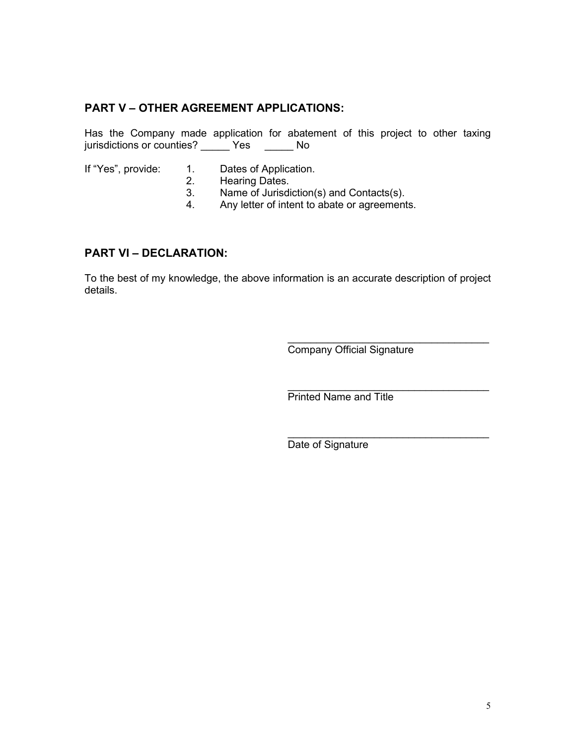## PART V – OTHER AGREEMENT APPLICATIONS:

Has the Company made application for abatement of this project to other taxing jurisdictions or counties? _____ Yes _____ No

If "Yes", provide:

1. Dates of Application.
2. Hearing Dates.
3. Name of Jurisdiction(s) and Contacts(s).
4. Any letter of intent to abate or agreements.

## PART VI – DECLARATION:

To the best of my knowledge, the above information is an accurate description of project details.

___________________________________
Company Official Signature

___________________________________
Printed Name and Title

___________________________________
Date of Signature